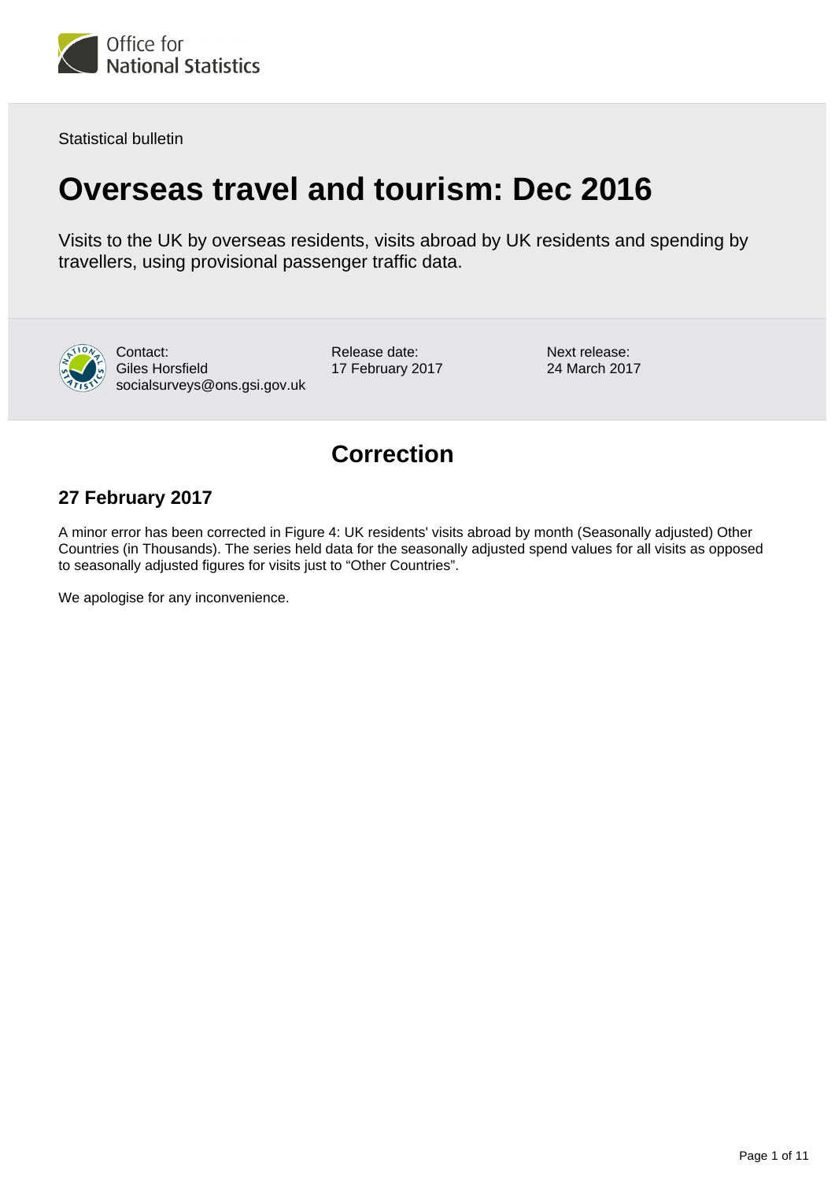Statistical bulletin

# Overseas travel and tourism: Dec 2016

Visits to the UK by overseas residents, visits abroad by UK residents and spending by travellers, using provisional passenger traffic data.

Contact:
Giles Horsfield
socialsurveys@ons.gsi.gov.uk

Release date:
17 February 2017

Next release:
24 March 2017

## Correction

### 27 February 2017

A minor error has been corrected in Figure 4: UK residents' visits abroad by month (Seasonally adjusted) Other Countries (in Thousands). The series held data for the seasonally adjusted spend values for all visits as opposed to seasonally adjusted figures for visits just to "Other Countries".

We apologise for any inconvenience.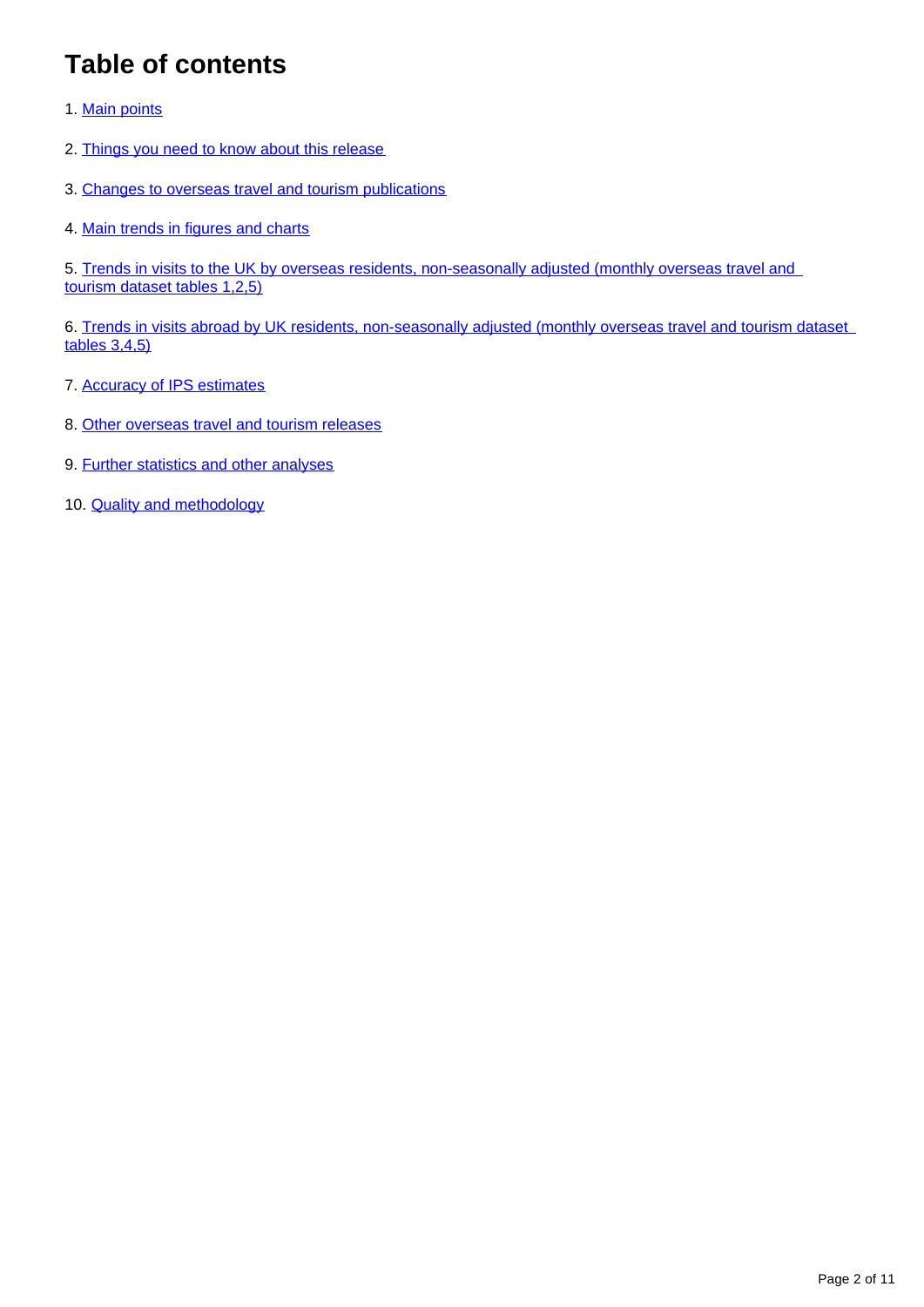# Table of contents

1. Main points
2. Things you need to know about this release
3. Changes to overseas travel and tourism publications
4. Main trends in figures and charts
5. Trends in visits to the UK by overseas residents, non-seasonally adjusted (monthly overseas travel and tourism dataset tables 1,2,5)
6. Trends in visits abroad by UK residents, non-seasonally adjusted (monthly overseas travel and tourism dataset tables 3,4,5)
7. Accuracy of IPS estimates
8. Other overseas travel and tourism releases
9. Further statistics and other analyses
10. Quality and methodology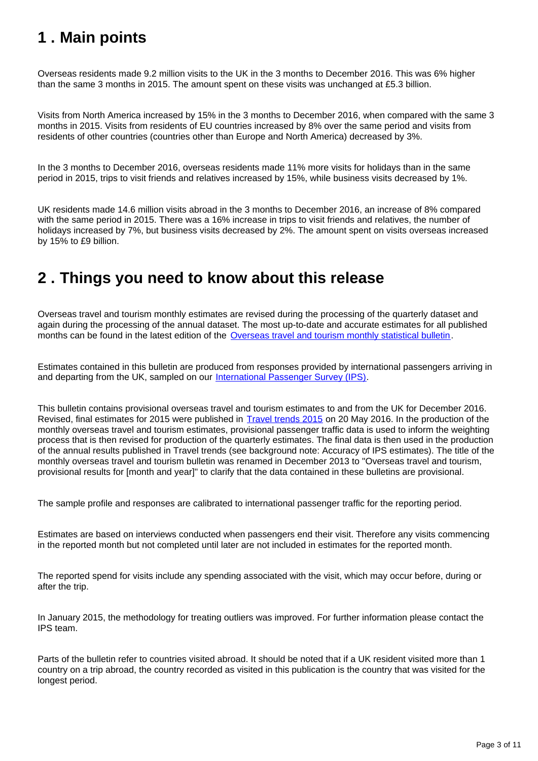## 1 . Main points

Overseas residents made 9.2 million visits to the UK in the 3 months to December 2016. This was 6% higher than the same 3 months in 2015. The amount spent on these visits was unchanged at £5.3 billion.

Visits from North America increased by 15% in the 3 months to December 2016, when compared with the same 3 months in 2015. Visits from residents of EU countries increased by 8% over the same period and visits from residents of other countries (countries other than Europe and North America) decreased by 3%.

In the 3 months to December 2016, overseas residents made 11% more visits for holidays than in the same period in 2015, trips to visit friends and relatives increased by 15%, while business visits decreased by 1%.

UK residents made 14.6 million visits abroad in the 3 months to December 2016, an increase of 8% compared with the same period in 2015. There was a 16% increase in trips to visit friends and relatives, the number of holidays increased by 7%, but business visits decreased by 2%. The amount spent on visits overseas increased by 15% to £9 billion.

## 2 . Things you need to know about this release

Overseas travel and tourism monthly estimates are revised during the processing of the quarterly dataset and again during the processing of the annual dataset. The most up-to-date and accurate estimates for all published months can be found in the latest edition of the Overseas travel and tourism monthly statistical bulletin.

Estimates contained in this bulletin are produced from responses provided by international passengers arriving in and departing from the UK, sampled on our International Passenger Survey (IPS).

This bulletin contains provisional overseas travel and tourism estimates to and from the UK for December 2016. Revised, final estimates for 2015 were published in Travel trends 2015 on 20 May 2016. In the production of the monthly overseas travel and tourism estimates, provisional passenger traffic data is used to inform the weighting process that is then revised for production of the quarterly estimates. The final data is then used in the production of the annual results published in Travel trends (see background note: Accuracy of IPS estimates). The title of the monthly overseas travel and tourism bulletin was renamed in December 2013 to "Overseas travel and tourism, provisional results for [month and year]" to clarify that the data contained in these bulletins are provisional.

The sample profile and responses are calibrated to international passenger traffic for the reporting period.

Estimates are based on interviews conducted when passengers end their visit. Therefore any visits commencing in the reported month but not completed until later are not included in estimates for the reported month.

The reported spend for visits include any spending associated with the visit, which may occur before, during or after the trip.

In January 2015, the methodology for treating outliers was improved. For further information please contact the IPS team.

Parts of the bulletin refer to countries visited abroad. It should be noted that if a UK resident visited more than 1 country on a trip abroad, the country recorded as visited in this publication is the country that was visited for the longest period.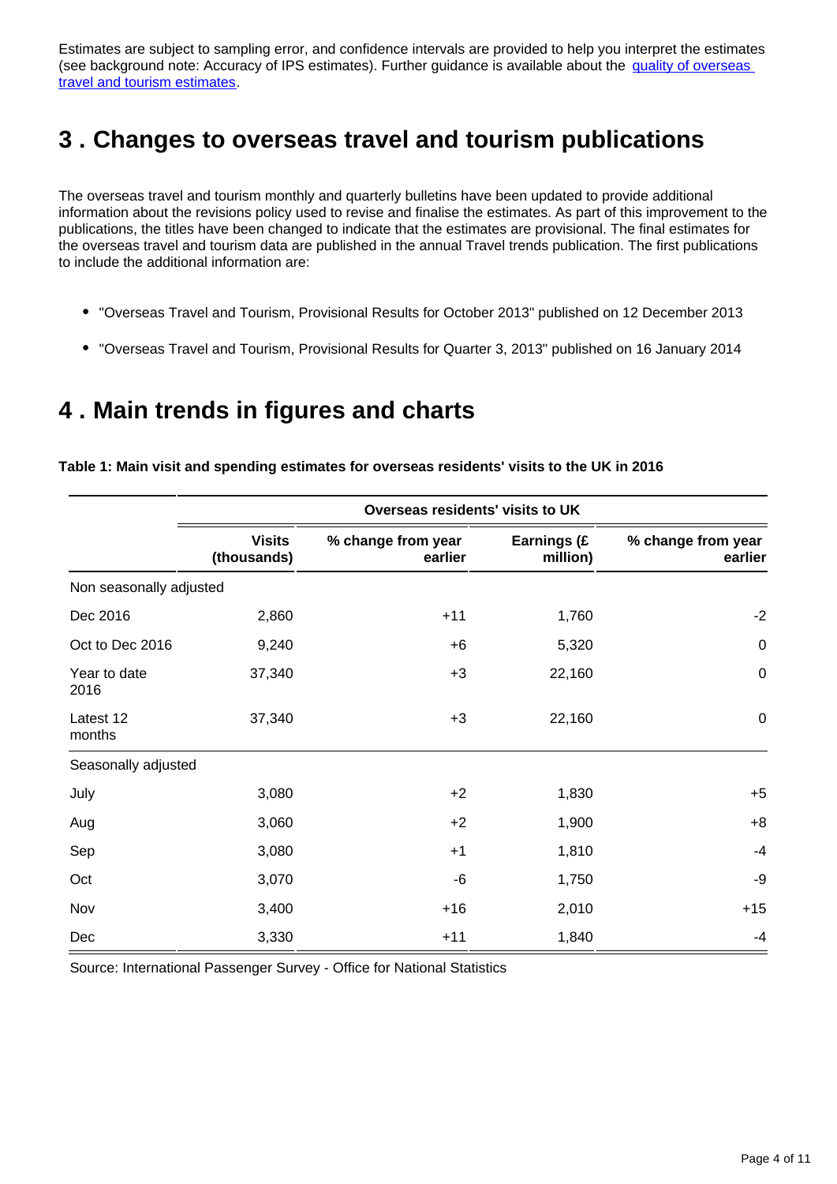Estimates are subject to sampling error, and confidence intervals are provided to help you interpret the estimates (see background note: Accuracy of IPS estimates). Further guidance is available about the [quality of overseas travel and tourism estimates](#).

## 3 . Changes to overseas travel and tourism publications

The overseas travel and tourism monthly and quarterly bulletins have been updated to provide additional information about the revisions policy used to revise and finalise the estimates. As part of this improvement to the publications, the titles have been changed to indicate that the estimates are provisional. The final estimates for the overseas travel and tourism data are published in the annual Travel trends publication. The first publications to include the additional information are:

- "Overseas Travel and Tourism, Provisional Results for October 2013" published on 12 December 2013
- "Overseas Travel and Tourism, Provisional Results for Quarter 3, 2013" published on 16 January 2014

## 4 . Main trends in figures and charts

**Table 1: Main visit and spending estimates for overseas residents' visits to the UK in 2016**

| | Overseas residents' visits to UK | | | |
|---|---|---|---|---|
| | Visits (thousands) | % change from year earlier | Earnings (£ million) | % change from year earlier |
| Non seasonally adjusted | | | | |
| Dec 2016 | 2,860 | +11 | 1,760 | -2 |
| Oct to Dec 2016 | 9,240 | +6 | 5,320 | 0 |
| Year to date 2016 | 37,340 | +3 | 22,160 | 0 |
| Latest 12 months | 37,340 | +3 | 22,160 | 0 |
| Seasonally adjusted | | | | |
| July | 3,080 | +2 | 1,830 | +5 |
| Aug | 3,060 | +2 | 1,900 | +8 |
| Sep | 3,080 | +1 | 1,810 | -4 |
| Oct | 3,070 | -6 | 1,750 | -9 |
| Nov | 3,400 | +16 | 2,010 | +15 |
| Dec | 3,330 | +11 | 1,840 | -4 |

Source: International Passenger Survey - Office for National Statistics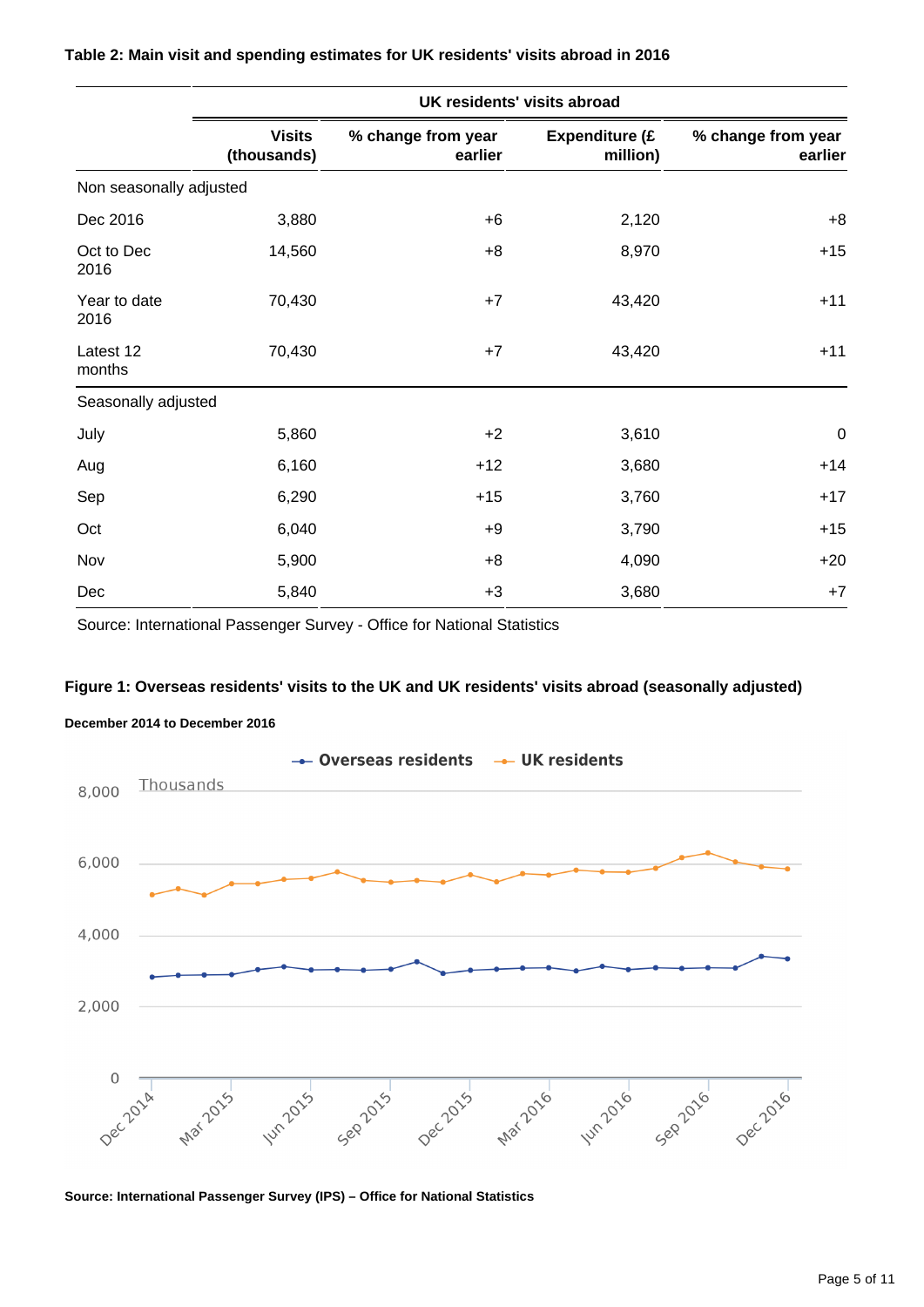**Table 2: Main visit and spending estimates for UK residents' visits abroad in 2016**

| | UK residents' visits abroad | | | |
|---|---|---|---|---|
| | Visits (thousands) | % change from year earlier | Expenditure (£ million) | % change from year earlier |
| Non seasonally adjusted | | | | |
| Dec 2016 | 3,880 | +6 | 2,120 | +8 |
| Oct to Dec 2016 | 14,560 | +8 | 8,970 | +15 |
| Year to date 2016 | 70,430 | +7 | 43,420 | +11 |
| Latest 12 months | 70,430 | +7 | 43,420 | +11 |
| Seasonally adjusted | | | | |
| July | 5,860 | +2 | 3,610 | 0 |
| Aug | 6,160 | +12 | 3,680 | +14 |
| Sep | 6,290 | +15 | 3,760 | +17 |
| Oct | 6,040 | +9 | 3,790 | +15 |
| Nov | 5,900 | +8 | 4,090 | +20 |
| Dec | 5,840 | +3 | 3,680 | +7 |

Source: International Passenger Survey - Office for National Statistics

**Figure 1: Overseas residents' visits to the UK and UK residents' visits abroad (seasonally adjusted)**

**December 2014 to December 2016**

**Source: International Passenger Survey (IPS) – Office for National Statistics**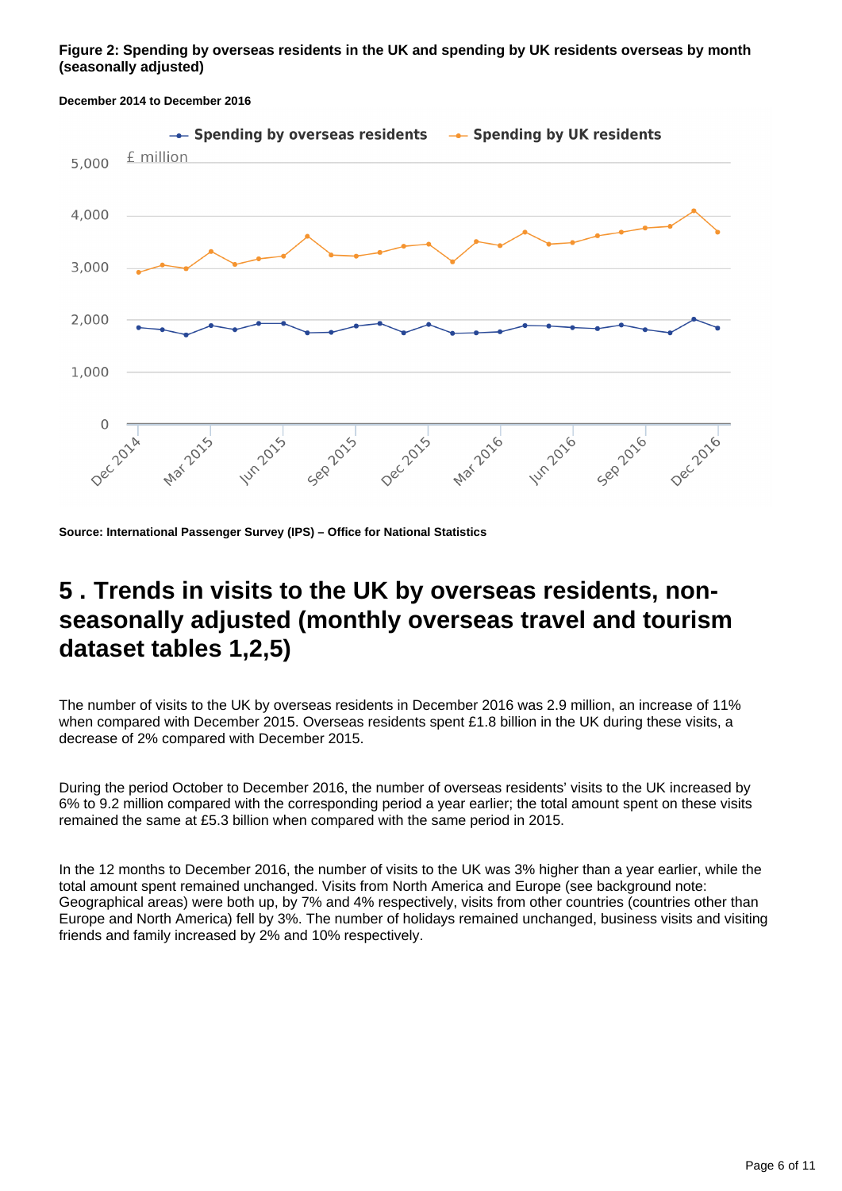**Figure 2: Spending by overseas residents in the UK and spending by UK residents overseas by month (seasonally adjusted)**

**December 2014 to December 2016**

**Source: International Passenger Survey (IPS) – Office for National Statistics**

# 5 . Trends in visits to the UK by overseas residents, non-seasonally adjusted (monthly overseas travel and tourism dataset tables 1,2,5)

The number of visits to the UK by overseas residents in December 2016 was 2.9 million, an increase of 11% when compared with December 2015. Overseas residents spent £1.8 billion in the UK during these visits, a decrease of 2% compared with December 2015.

During the period October to December 2016, the number of overseas residents' visits to the UK increased by 6% to 9.2 million compared with the corresponding period a year earlier; the total amount spent on these visits remained the same at £5.3 billion when compared with the same period in 2015.

In the 12 months to December 2016, the number of visits to the UK was 3% higher than a year earlier, while the total amount spent remained unchanged. Visits from North America and Europe (see background note: Geographical areas) were both up, by 7% and 4% respectively, visits from other countries (countries other than Europe and North America) fell by 3%. The number of holidays remained unchanged, business visits and visiting friends and family increased by 2% and 10% respectively.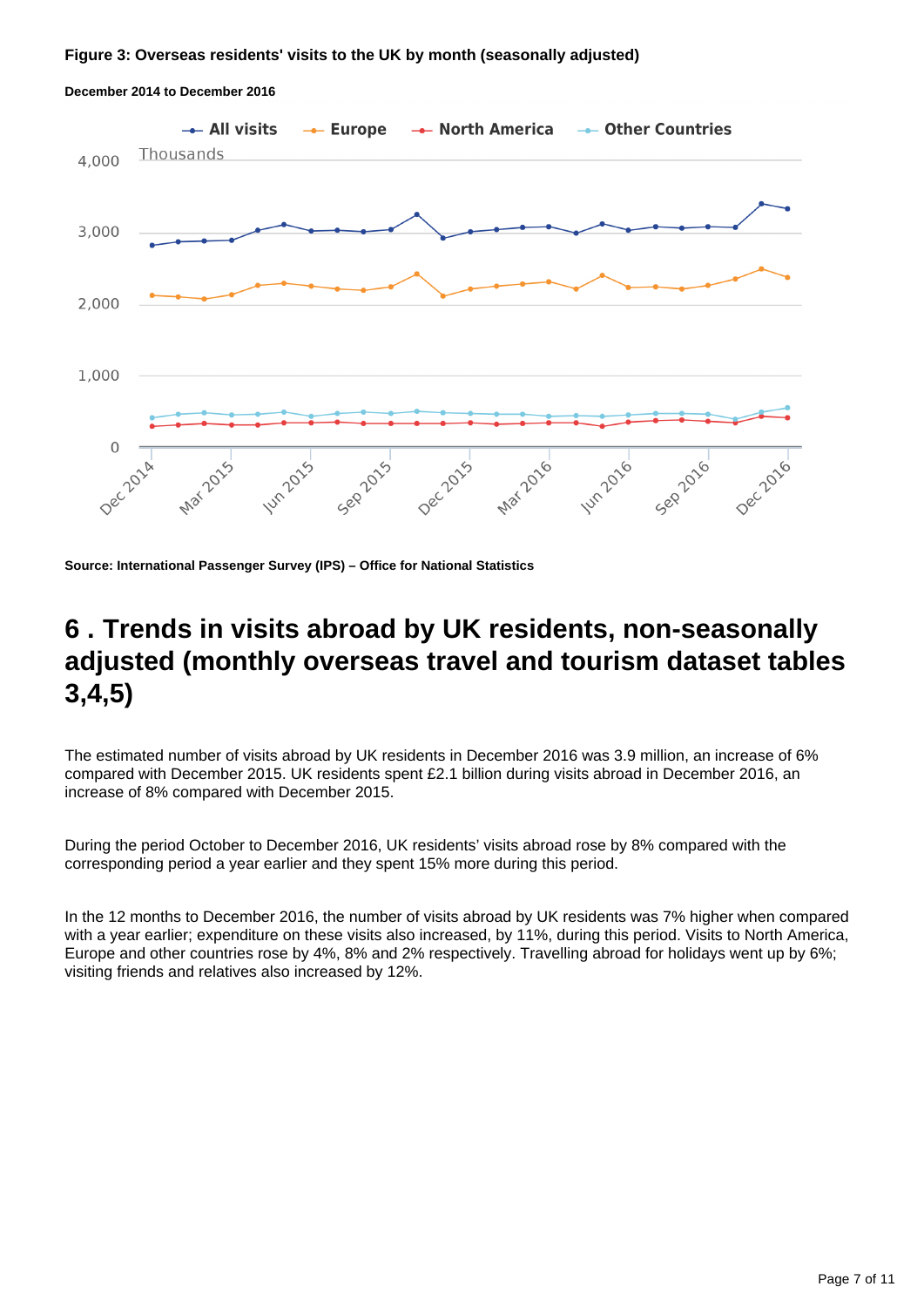**Figure 3: Overseas residents' visits to the UK by month (seasonally adjusted)**

**December 2014 to December 2016**

**Source: International Passenger Survey (IPS) – Office for National Statistics**

# 6 . Trends in visits abroad by UK residents, non-seasonally adjusted (monthly overseas travel and tourism dataset tables 3,4,5)

The estimated number of visits abroad by UK residents in December 2016 was 3.9 million, an increase of 6% compared with December 2015. UK residents spent £2.1 billion during visits abroad in December 2016, an increase of 8% compared with December 2015.

During the period October to December 2016, UK residents' visits abroad rose by 8% compared with the corresponding period a year earlier and they spent 15% more during this period.

In the 12 months to December 2016, the number of visits abroad by UK residents was 7% higher when compared with a year earlier; expenditure on these visits also increased, by 11%, during this period. Visits to North America, Europe and other countries rose by 4%, 8% and 2% respectively. Travelling abroad for holidays went up by 6%; visiting friends and relatives also increased by 12%.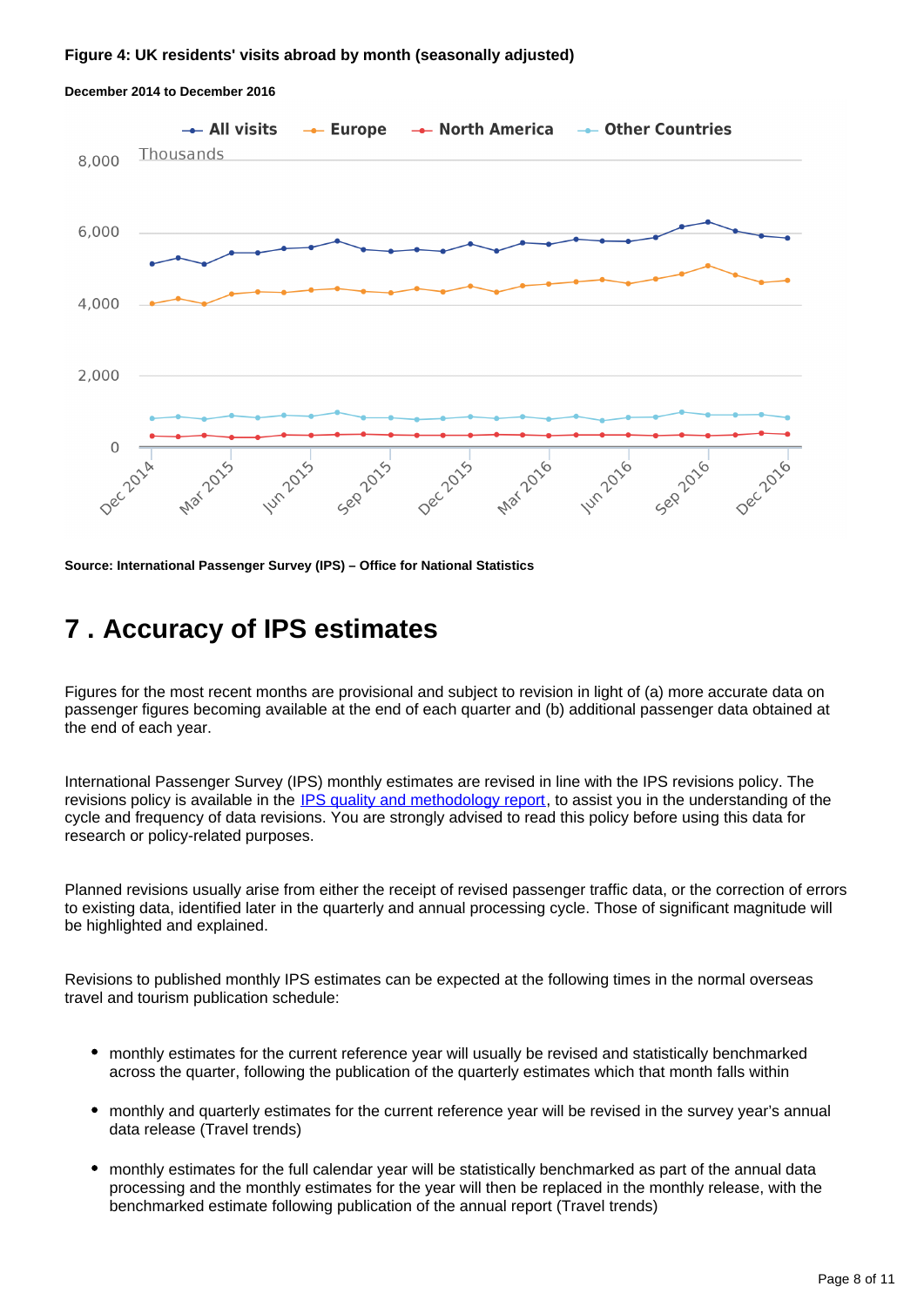**Figure 4: UK residents' visits abroad by month (seasonally adjusted)**

**December 2014 to December 2016**

**Source: International Passenger Survey (IPS) – Office for National Statistics**

# 7 . Accuracy of IPS estimates

Figures for the most recent months are provisional and subject to revision in light of (a) more accurate data on passenger figures becoming available at the end of each quarter and (b) additional passenger data obtained at the end of each year.

International Passenger Survey (IPS) monthly estimates are revised in line with the IPS revisions policy. The revisions policy is available in the IPS quality and methodology report, to assist you in the understanding of the cycle and frequency of data revisions. You are strongly advised to read this policy before using this data for research or policy-related purposes.

Planned revisions usually arise from either the receipt of revised passenger traffic data, or the correction of errors to existing data, identified later in the quarterly and annual processing cycle. Those of significant magnitude will be highlighted and explained.

Revisions to published monthly IPS estimates can be expected at the following times in the normal overseas travel and tourism publication schedule:

- monthly estimates for the current reference year will usually be revised and statistically benchmarked across the quarter, following the publication of the quarterly estimates which that month falls within
- monthly and quarterly estimates for the current reference year will be revised in the survey year's annual data release (Travel trends)
- monthly estimates for the full calendar year will be statistically benchmarked as part of the annual data processing and the monthly estimates for the year will then be replaced in the monthly release, with the benchmarked estimate following publication of the annual report (Travel trends)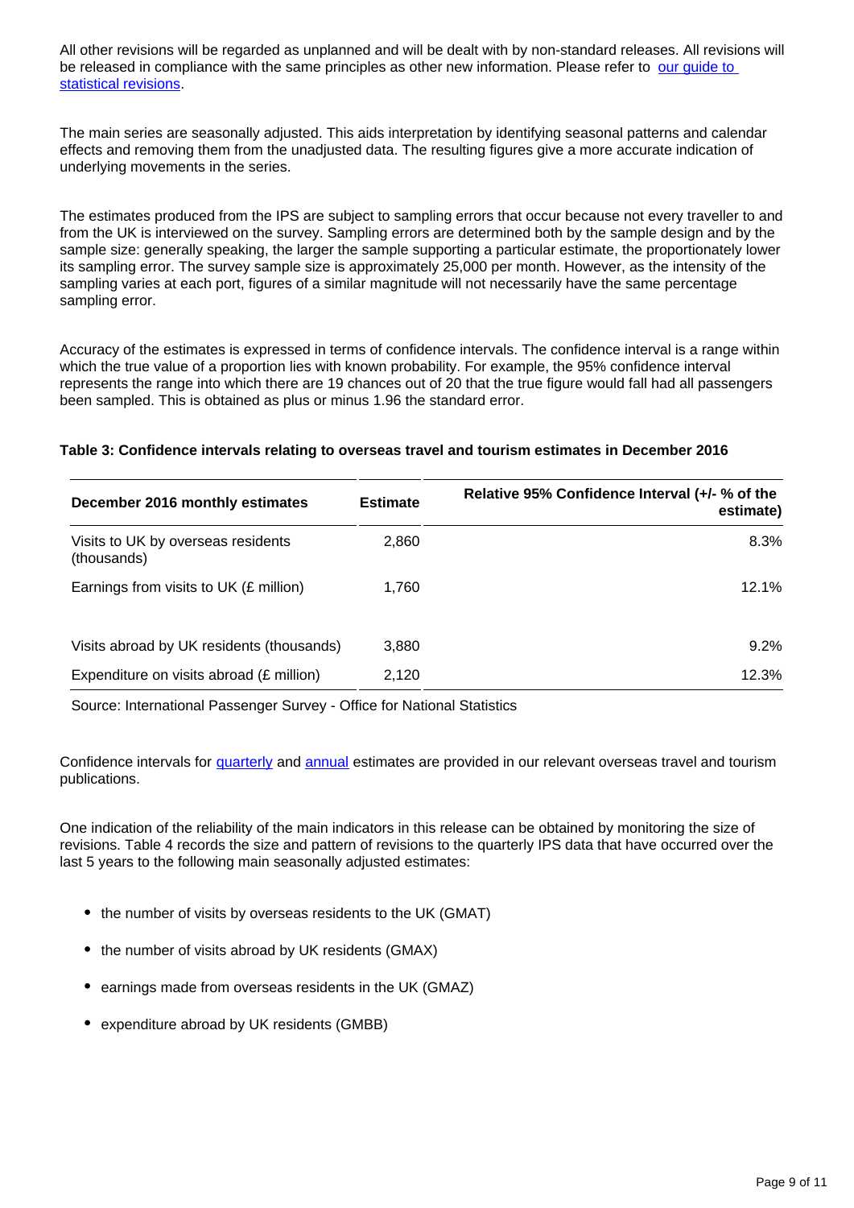All other revisions will be regarded as unplanned and will be dealt with by non-standard releases. All revisions will be released in compliance with the same principles as other new information. Please refer to [our guide to statistical revisions].

The main series are seasonally adjusted. This aids interpretation by identifying seasonal patterns and calendar effects and removing them from the unadjusted data. The resulting figures give a more accurate indication of underlying movements in the series.

The estimates produced from the IPS are subject to sampling errors that occur because not every traveller to and from the UK is interviewed on the survey. Sampling errors are determined both by the sample design and by the sample size: generally speaking, the larger the sample supporting a particular estimate, the proportionately lower its sampling error. The survey sample size is approximately 25,000 per month. However, as the intensity of the sampling varies at each port, figures of a similar magnitude will not necessarily have the same percentage sampling error.

Accuracy of the estimates is expressed in terms of confidence intervals. The confidence interval is a range within which the true value of a proportion lies with known probability. For example, the 95% confidence interval represents the range into which there are 19 chances out of 20 that the true figure would fall had all passengers been sampled. This is obtained as plus or minus 1.96 the standard error.

**Table 3: Confidence intervals relating to overseas travel and tourism estimates in December 2016**

| December 2016 monthly estimates | Estimate | Relative 95% Confidence Interval (+/- % of the estimate) |
|---|---|---|
| Visits to UK by overseas residents (thousands) | 2,860 | 8.3% |
| Earnings from visits to UK (£ million) | 1,760 | 12.1% |
| Visits abroad by UK residents (thousands) | 3,880 | 9.2% |
| Expenditure on visits abroad (£ million) | 2,120 | 12.3% |

Source: International Passenger Survey - Office for National Statistics

Confidence intervals for [quarterly] and [annual] estimates are provided in our relevant overseas travel and tourism publications.

One indication of the reliability of the main indicators in this release can be obtained by monitoring the size of revisions. Table 4 records the size and pattern of revisions to the quarterly IPS data that have occurred over the last 5 years to the following main seasonally adjusted estimates:

- the number of visits by overseas residents to the UK (GMAT)
- the number of visits abroad by UK residents (GMAX)
- earnings made from overseas residents in the UK (GMAZ)
- expenditure abroad by UK residents (GMBB)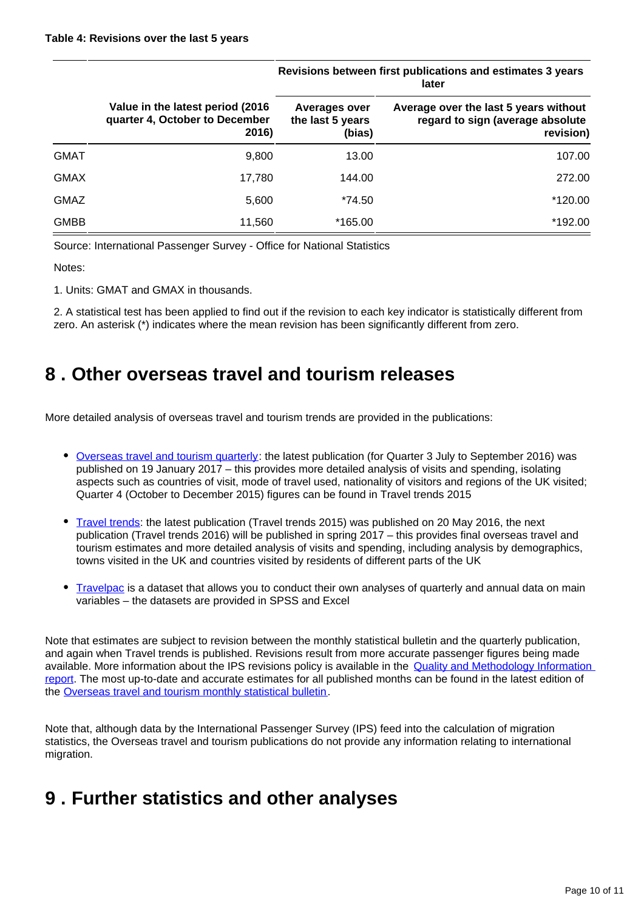**Table 4: Revisions over the last 5 years**

| | Value in the latest period (2016 quarter 4, October to December 2016) | Revisions between first publications and estimates 3 years later | |
|---|---|---|---|
| | | Averages over the last 5 years (bias) | Average over the last 5 years without regard to sign (average absolute revision) |
| GMAT | 9,800 | 13.00 | 107.00 |
| GMAX | 17,780 | 144.00 | 272.00 |
| GMAZ | 5,600 | *74.50 | *120.00 |
| GMBB | 11,560 | *165.00 | *192.00 |

Source: International Passenger Survey - Office for National Statistics

Notes:

1. Units: GMAT and GMAX in thousands.

2. A statistical test has been applied to find out if the revision to each key indicator is statistically different from zero. An asterisk (*) indicates where the mean revision has been significantly different from zero.

## 8 . Other overseas travel and tourism releases

More detailed analysis of overseas travel and tourism trends are provided in the publications:

- Overseas travel and tourism quarterly: the latest publication (for Quarter 3 July to September 2016) was published on 19 January 2017 – this provides more detailed analysis of visits and spending, isolating aspects such as countries of visit, mode of travel used, nationality of visitors and regions of the UK visited; Quarter 4 (October to December 2015) figures can be found in Travel trends 2015

- Travel trends: the latest publication (Travel trends 2015) was published on 20 May 2016, the next publication (Travel trends 2016) will be published in spring 2017 – this provides final overseas travel and tourism estimates and more detailed analysis of visits and spending, including analysis by demographics, towns visited in the UK and countries visited by residents of different parts of the UK

- Travelpac is a dataset that allows you to conduct their own analyses of quarterly and annual data on main variables – the datasets are provided in SPSS and Excel

Note that estimates are subject to revision between the monthly statistical bulletin and the quarterly publication, and again when Travel trends is published. Revisions result from more accurate passenger figures being made available. More information about the IPS revisions policy is available in the Quality and Methodology Information report. The most up-to-date and accurate estimates for all published months can be found in the latest edition of the Overseas travel and tourism monthly statistical bulletin.

Note that, although data by the International Passenger Survey (IPS) feed into the calculation of migration statistics, the Overseas travel and tourism publications do not provide any information relating to international migration.

## 9 . Further statistics and other analyses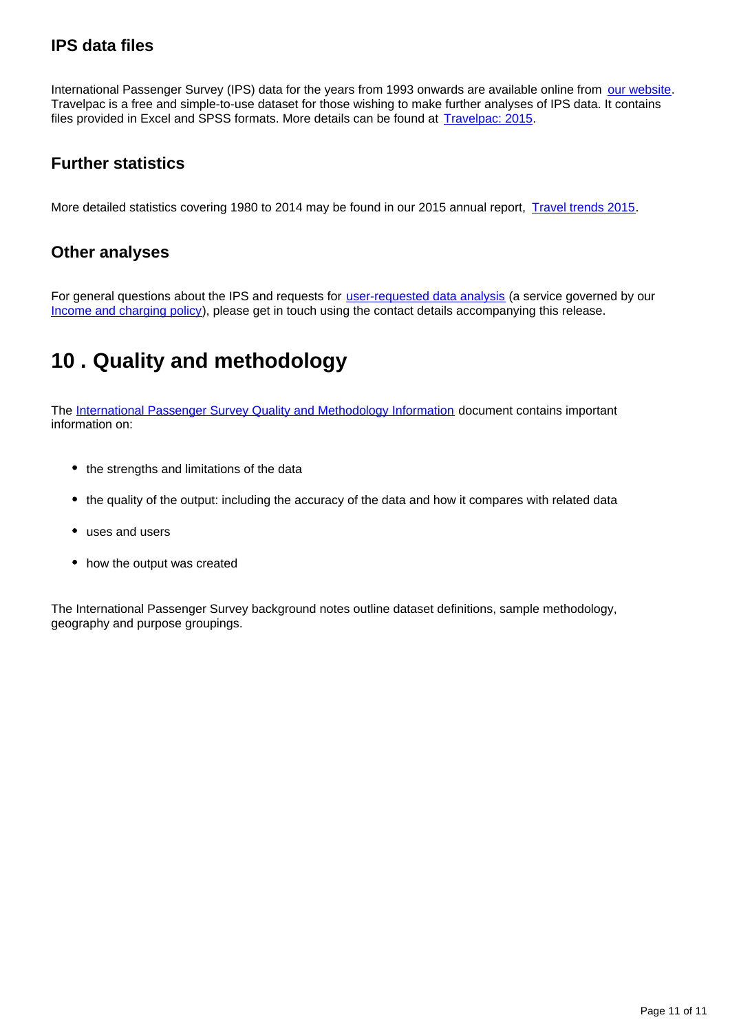### IPS data files

International Passenger Survey (IPS) data for the years from 1993 onwards are available online from our website. Travelpac is a free and simple-to-use dataset for those wishing to make further analyses of IPS data. It contains files provided in Excel and SPSS formats. More details can be found at Travelpac: 2015.

### Further statistics

More detailed statistics covering 1980 to 2014 may be found in our 2015 annual report, Travel trends 2015.

### Other analyses

For general questions about the IPS and requests for user-requested data analysis (a service governed by our Income and charging policy), please get in touch using the contact details accompanying this release.

## 10 . Quality and methodology

The International Passenger Survey Quality and Methodology Information document contains important information on:

- the strengths and limitations of the data
- the quality of the output: including the accuracy of the data and how it compares with related data
- uses and users
- how the output was created

The International Passenger Survey background notes outline dataset definitions, sample methodology, geography and purpose groupings.